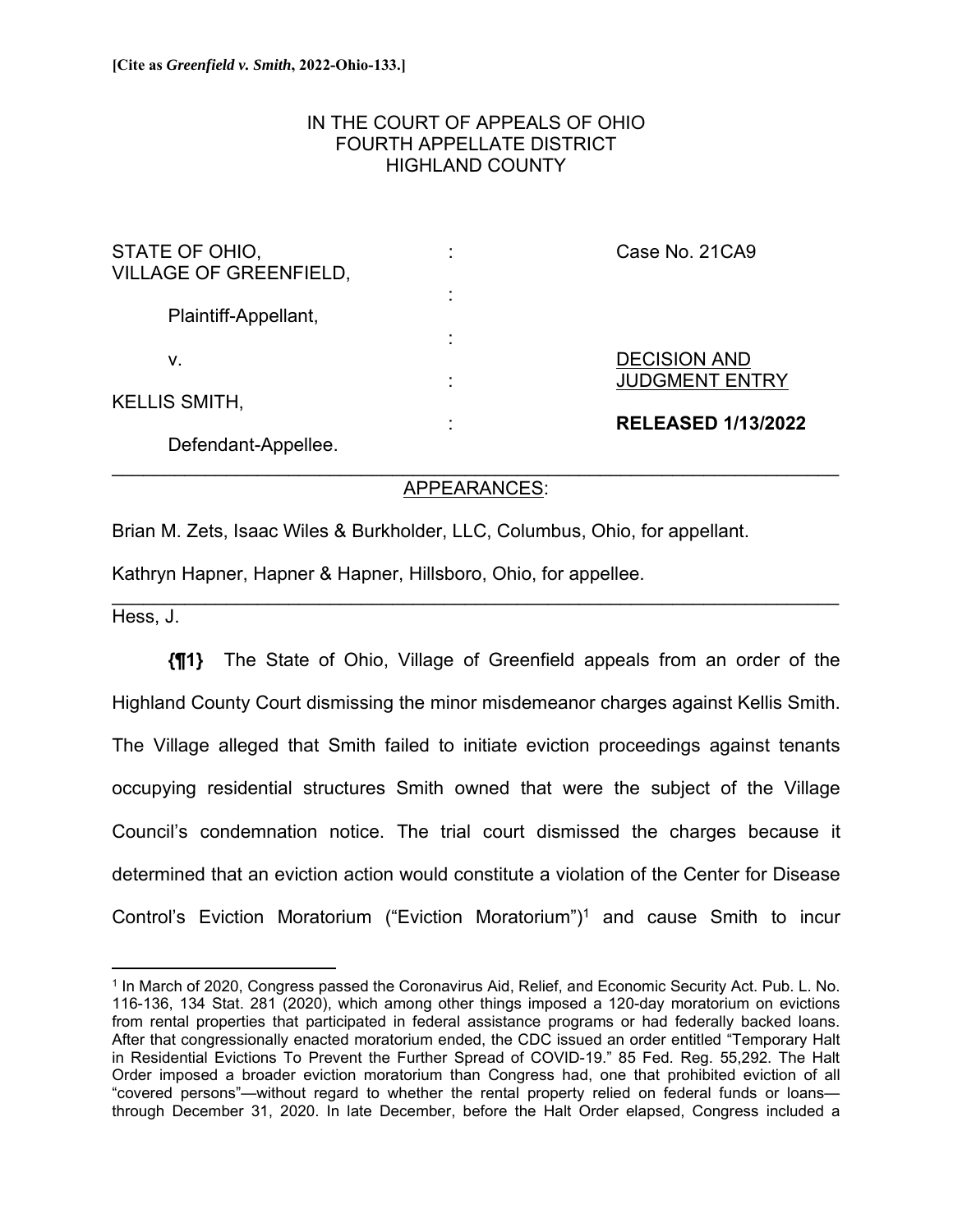**[Cite as *Greenfield v. Smith*, 2022-Ohio-133.]**

IN THE COURT OF APPEALS OF OHIO
FOURTH APPELLATE DISTRICT
HIGHLAND COUNTY

| | | |
|---|---|---|
| STATE OF OHIO, VILLAGE OF GREENFIELD, | : | Case No. 21CA9 |
| Plaintiff-Appellant, | : | |
| v. | : | DECISION AND JUDGMENT ENTRY |
| KELLIS SMITH, | : | **RELEASED 1/13/2022** |
| Defendant-Appellee. | | |

APPEARANCES:

Brian M. Zets, Isaac Wiles & Burkholder, LLC, Columbus, Ohio, for appellant.

Kathryn Hapner, Hapner & Hapner, Hillsboro, Ohio, for appellee.

Hess, J.

**{¶1}** The State of Ohio, Village of Greenfield appeals from an order of the Highland County Court dismissing the minor misdemeanor charges against Kellis Smith. The Village alleged that Smith failed to initiate eviction proceedings against tenants occupying residential structures Smith owned that were the subject of the Village Council's condemnation notice. The trial court dismissed the charges because it determined that an eviction action would constitute a violation of the Center for Disease Control's Eviction Moratorium ("Eviction Moratorium")[1] and cause Smith to incur

[1] In March of 2020, Congress passed the Coronavirus Aid, Relief, and Economic Security Act. Pub. L. No. 116-136, 134 Stat. 281 (2020), which among other things imposed a 120-day moratorium on evictions from rental properties that participated in federal assistance programs or had federally backed loans. After that congressionally enacted moratorium ended, the CDC issued an order entitled "Temporary Halt in Residential Evictions To Prevent the Further Spread of COVID-19." 85 Fed. Reg. 55,292. The Halt Order imposed a broader eviction moratorium than Congress had, one that prohibited eviction of all "covered persons"—without regard to whether the rental property relied on federal funds or loans—through December 31, 2020. In late December, before the Halt Order elapsed, Congress included a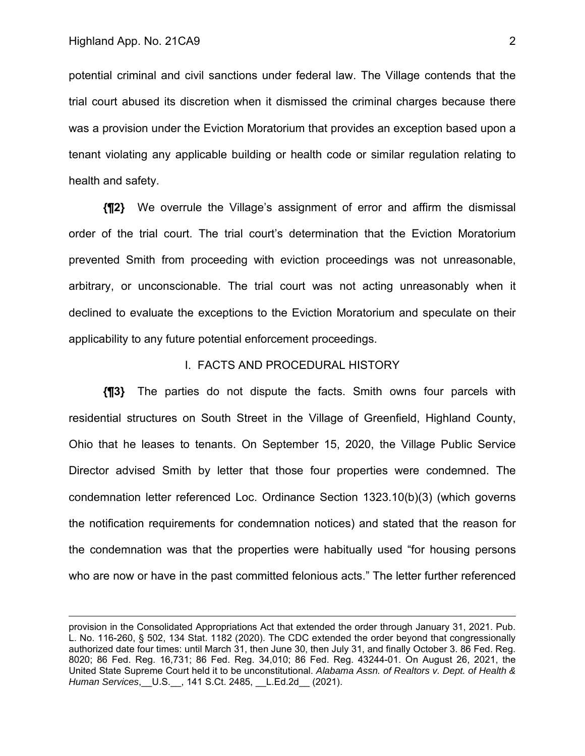potential criminal and civil sanctions under federal law. The Village contends that the trial court abused its discretion when it dismissed the criminal charges because there was a provision under the Eviction Moratorium that provides an exception based upon a tenant violating any applicable building or health code or similar regulation relating to health and safety.

**{¶2}** We overrule the Village's assignment of error and affirm the dismissal order of the trial court. The trial court's determination that the Eviction Moratorium prevented Smith from proceeding with eviction proceedings was not unreasonable, arbitrary, or unconscionable. The trial court was not acting unreasonably when it declined to evaluate the exceptions to the Eviction Moratorium and speculate on their applicability to any future potential enforcement proceedings.

## I. FACTS AND PROCEDURAL HISTORY

**{¶3}** The parties do not dispute the facts. Smith owns four parcels with residential structures on South Street in the Village of Greenfield, Highland County, Ohio that he leases to tenants. On September 15, 2020, the Village Public Service Director advised Smith by letter that those four properties were condemned. The condemnation letter referenced Loc. Ordinance Section 1323.10(b)(3) (which governs the notification requirements for condemnation notices) and stated that the reason for the condemnation was that the properties were habitually used "for housing persons who are now or have in the past committed felonious acts." The letter further referenced

---

provision in the Consolidated Appropriations Act that extended the order through January 31, 2021. Pub. L. No. 116-260, § 502, 134 Stat. 1182 (2020). The CDC extended the order beyond that congressionally authorized date four times: until March 31, then June 30, then July 31, and finally October 3. 86 Fed. Reg. 8020; 86 Fed. Reg. 16,731; 86 Fed. Reg. 34,010; 86 Fed. Reg. 43244-01. On August 26, 2021, the United State Supreme Court held it to be unconstitutional. *Alabama Assn. of Realtors v. Dept. of Health & Human Services*,__U.S.__, 141 S.Ct. 2485, __L.Ed.2d__ (2021).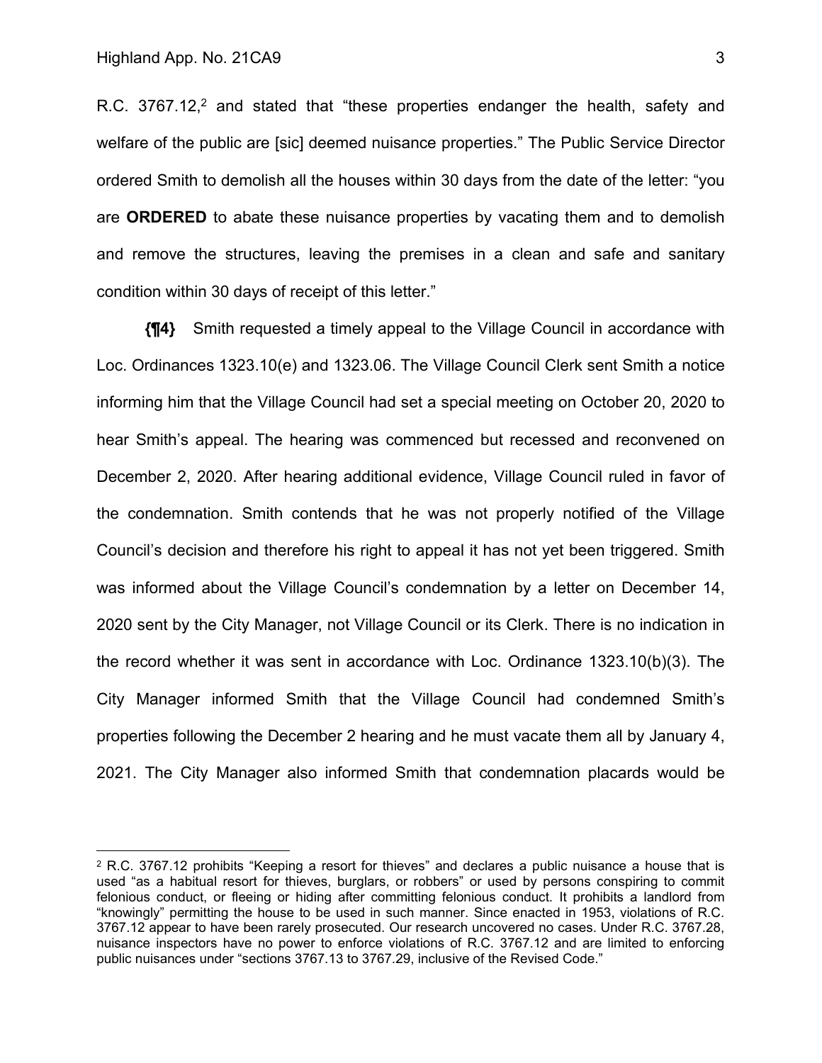R.C. 3767.12,[2] and stated that "these properties endanger the health, safety and welfare of the public are [sic] deemed nuisance properties." The Public Service Director ordered Smith to demolish all the houses within 30 days from the date of the letter: "you are **ORDERED** to abate these nuisance properties by vacating them and to demolish and remove the structures, leaving the premises in a clean and safe and sanitary condition within 30 days of receipt of this letter."

**{¶4}** Smith requested a timely appeal to the Village Council in accordance with Loc. Ordinances 1323.10(e) and 1323.06. The Village Council Clerk sent Smith a notice informing him that the Village Council had set a special meeting on October 20, 2020 to hear Smith's appeal. The hearing was commenced but recessed and reconvened on December 2, 2020. After hearing additional evidence, Village Council ruled in favor of the condemnation. Smith contends that he was not properly notified of the Village Council's decision and therefore his right to appeal it has not yet been triggered. Smith was informed about the Village Council's condemnation by a letter on December 14, 2020 sent by the City Manager, not Village Council or its Clerk. There is no indication in the record whether it was sent in accordance with Loc. Ordinance 1323.10(b)(3). The City Manager informed Smith that the Village Council had condemned Smith's properties following the December 2 hearing and he must vacate them all by January 4, 2021. The City Manager also informed Smith that condemnation placards would be

---

[2] R.C. 3767.12 prohibits "Keeping a resort for thieves" and declares a public nuisance a house that is used "as a habitual resort for thieves, burglars, or robbers" or used by persons conspiring to commit felonious conduct, or fleeing or hiding after committing felonious conduct. It prohibits a landlord from "knowingly" permitting the house to be used in such manner. Since enacted in 1953, violations of R.C. 3767.12 appear to have been rarely prosecuted. Our research uncovered no cases. Under R.C. 3767.28, nuisance inspectors have no power to enforce violations of R.C. 3767.12 and are limited to enforcing public nuisances under "sections 3767.13 to 3767.29, inclusive of the Revised Code."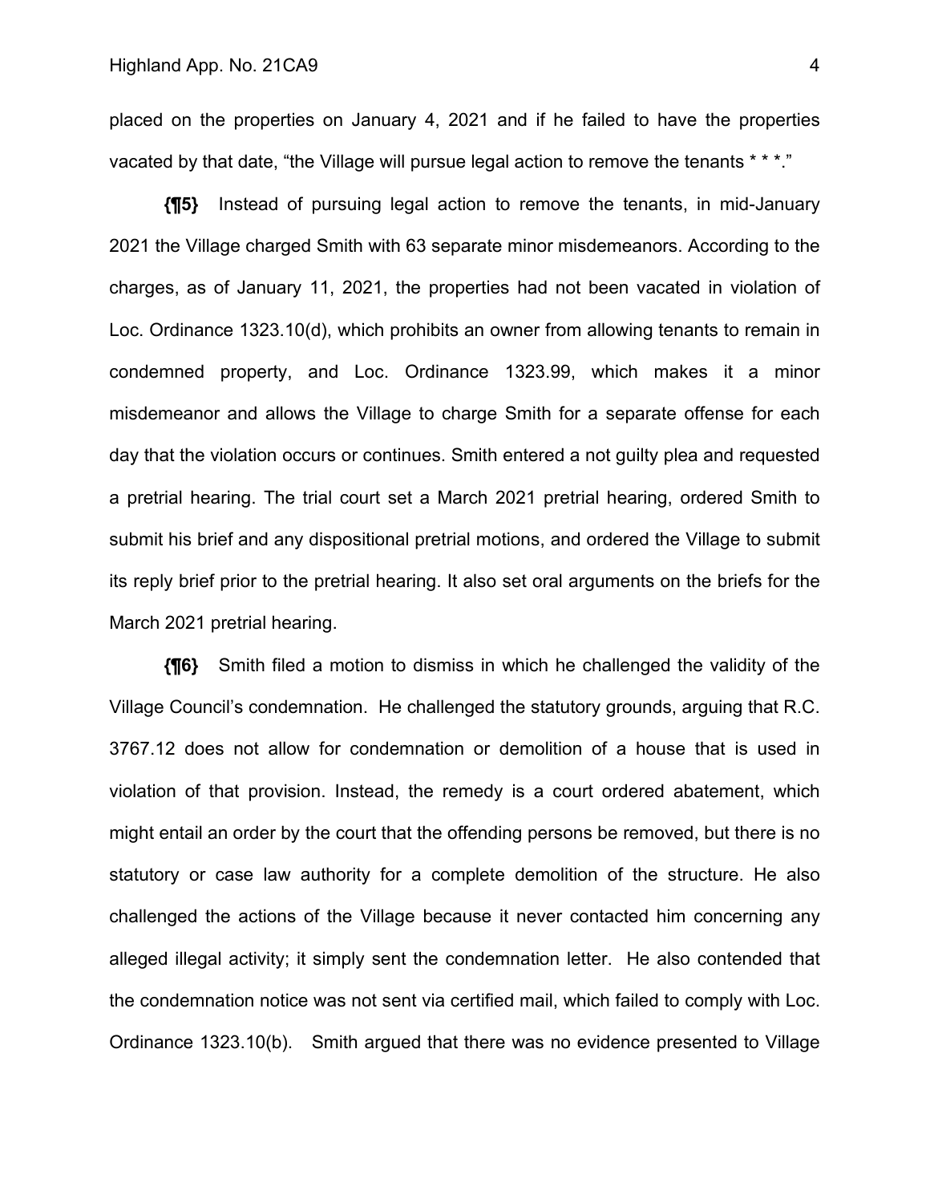placed on the properties on January 4, 2021 and if he failed to have the properties vacated by that date, "the Village will pursue legal action to remove the tenants * * *."

**{¶5}** Instead of pursuing legal action to remove the tenants, in mid-January 2021 the Village charged Smith with 63 separate minor misdemeanors. According to the charges, as of January 11, 2021, the properties had not been vacated in violation of Loc. Ordinance 1323.10(d), which prohibits an owner from allowing tenants to remain in condemned property, and Loc. Ordinance 1323.99, which makes it a minor misdemeanor and allows the Village to charge Smith for a separate offense for each day that the violation occurs or continues. Smith entered a not guilty plea and requested a pretrial hearing. The trial court set a March 2021 pretrial hearing, ordered Smith to submit his brief and any dispositional pretrial motions, and ordered the Village to submit its reply brief prior to the pretrial hearing. It also set oral arguments on the briefs for the March 2021 pretrial hearing.

**{¶6}** Smith filed a motion to dismiss in which he challenged the validity of the Village Council's condemnation. He challenged the statutory grounds, arguing that R.C. 3767.12 does not allow for condemnation or demolition of a house that is used in violation of that provision. Instead, the remedy is a court ordered abatement, which might entail an order by the court that the offending persons be removed, but there is no statutory or case law authority for a complete demolition of the structure. He also challenged the actions of the Village because it never contacted him concerning any alleged illegal activity; it simply sent the condemnation letter. He also contended that the condemnation notice was not sent via certified mail, which failed to comply with Loc. Ordinance 1323.10(b). Smith argued that there was no evidence presented to Village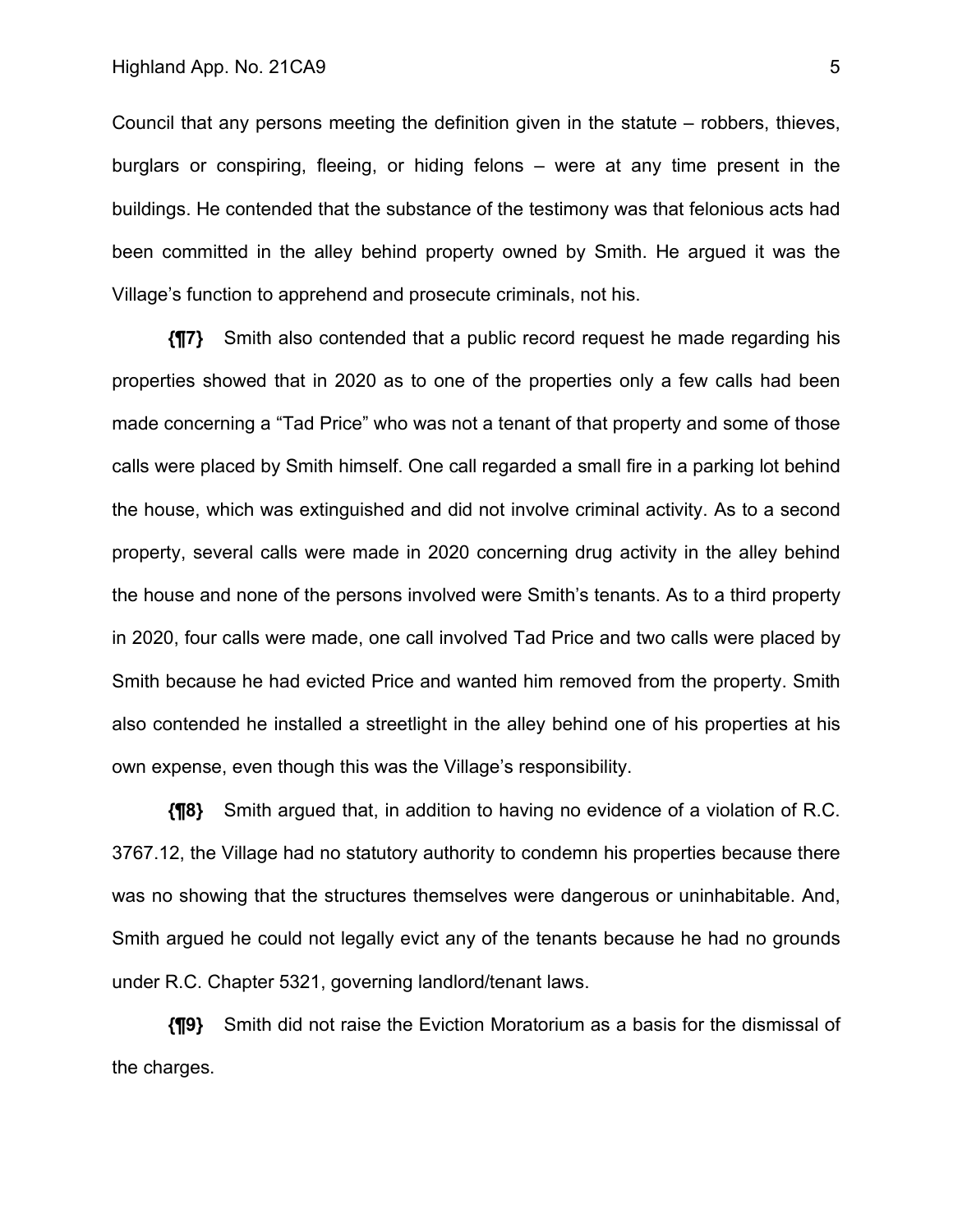Council that any persons meeting the definition given in the statute – robbers, thieves, burglars or conspiring, fleeing, or hiding felons – were at any time present in the buildings. He contended that the substance of the testimony was that felonious acts had been committed in the alley behind property owned by Smith. He argued it was the Village's function to apprehend and prosecute criminals, not his.

**{¶7}** Smith also contended that a public record request he made regarding his properties showed that in 2020 as to one of the properties only a few calls had been made concerning a "Tad Price" who was not a tenant of that property and some of those calls were placed by Smith himself. One call regarded a small fire in a parking lot behind the house, which was extinguished and did not involve criminal activity. As to a second property, several calls were made in 2020 concerning drug activity in the alley behind the house and none of the persons involved were Smith's tenants. As to a third property in 2020, four calls were made, one call involved Tad Price and two calls were placed by Smith because he had evicted Price and wanted him removed from the property. Smith also contended he installed a streetlight in the alley behind one of his properties at his own expense, even though this was the Village's responsibility.

**{¶8}** Smith argued that, in addition to having no evidence of a violation of R.C. 3767.12, the Village had no statutory authority to condemn his properties because there was no showing that the structures themselves were dangerous or uninhabitable. And, Smith argued he could not legally evict any of the tenants because he had no grounds under R.C. Chapter 5321, governing landlord/tenant laws.

**{¶9}** Smith did not raise the Eviction Moratorium as a basis for the dismissal of the charges.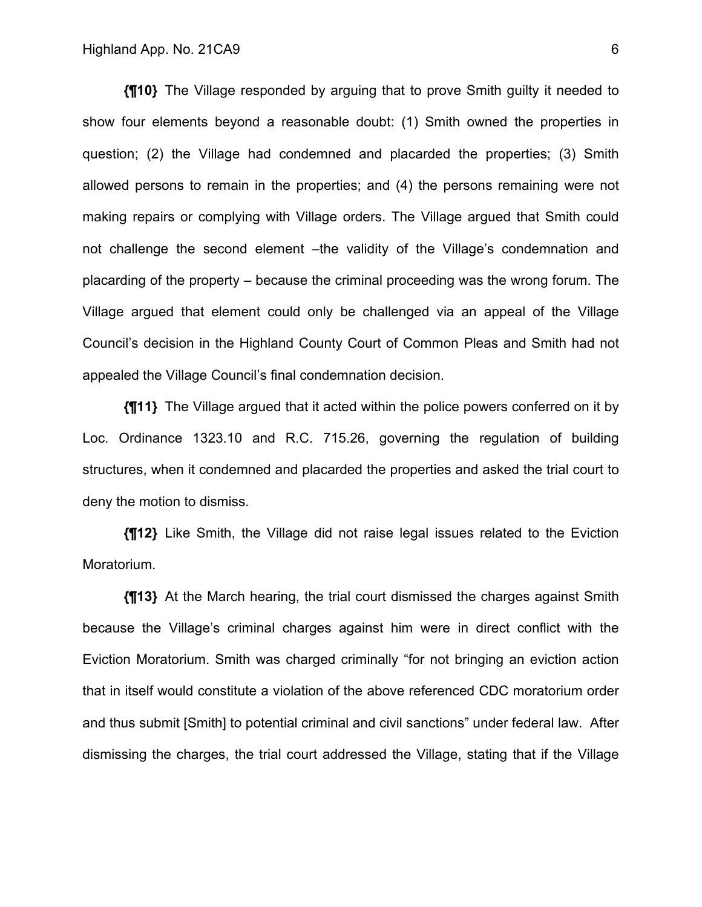**{¶10}** The Village responded by arguing that to prove Smith guilty it needed to show four elements beyond a reasonable doubt: (1) Smith owned the properties in question; (2) the Village had condemned and placarded the properties; (3) Smith allowed persons to remain in the properties; and (4) the persons remaining were not making repairs or complying with Village orders. The Village argued that Smith could not challenge the second element –the validity of the Village's condemnation and placarding of the property – because the criminal proceeding was the wrong forum. The Village argued that element could only be challenged via an appeal of the Village Council's decision in the Highland County Court of Common Pleas and Smith had not appealed the Village Council's final condemnation decision.

**{¶11}** The Village argued that it acted within the police powers conferred on it by Loc. Ordinance 1323.10 and R.C. 715.26, governing the regulation of building structures, when it condemned and placarded the properties and asked the trial court to deny the motion to dismiss.

**{¶12}** Like Smith, the Village did not raise legal issues related to the Eviction Moratorium.

**{¶13}** At the March hearing, the trial court dismissed the charges against Smith because the Village's criminal charges against him were in direct conflict with the Eviction Moratorium. Smith was charged criminally "for not bringing an eviction action that in itself would constitute a violation of the above referenced CDC moratorium order and thus submit [Smith] to potential criminal and civil sanctions" under federal law. After dismissing the charges, the trial court addressed the Village, stating that if the Village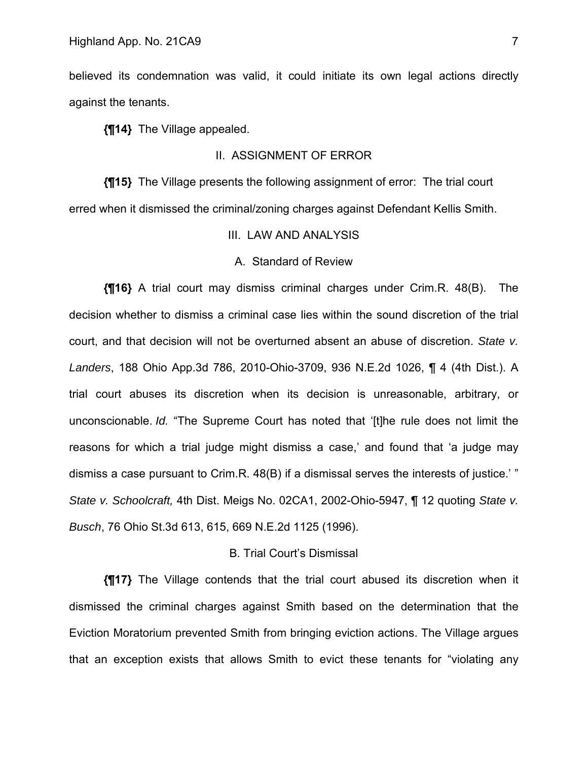believed its condemnation was valid, it could initiate its own legal actions directly against the tenants.

**{¶14}** The Village appealed.

## II. ASSIGNMENT OF ERROR

**{¶15}** The Village presents the following assignment of error: The trial court erred when it dismissed the criminal/zoning charges against Defendant Kellis Smith.

## III. LAW AND ANALYSIS

### A. Standard of Review

**{¶16}** A trial court may dismiss criminal charges under Crim.R. 48(B). The decision whether to dismiss a criminal case lies within the sound discretion of the trial court, and that decision will not be overturned absent an abuse of discretion. *State v. Landers*, 188 Ohio App.3d 786, 2010-Ohio-3709, 936 N.E.2d 1026, ¶ 4 (4th Dist.). A trial court abuses its discretion when its decision is unreasonable, arbitrary, or unconscionable. *Id.* "The Supreme Court has noted that '[t]he rule does not limit the reasons for which a trial judge might dismiss a case,' and found that 'a judge may dismiss a case pursuant to Crim.R. 48(B) if a dismissal serves the interests of justice.' " *State v. Schoolcraft,* 4th Dist. Meigs No. 02CA1, 2002-Ohio-5947, ¶ 12 quoting *State v. Busch*, 76 Ohio St.3d 613, 615, 669 N.E.2d 1125 (1996).

### B. Trial Court's Dismissal

**{¶17}** The Village contends that the trial court abused its discretion when it dismissed the criminal charges against Smith based on the determination that the Eviction Moratorium prevented Smith from bringing eviction actions. The Village argues that an exception exists that allows Smith to evict these tenants for "violating any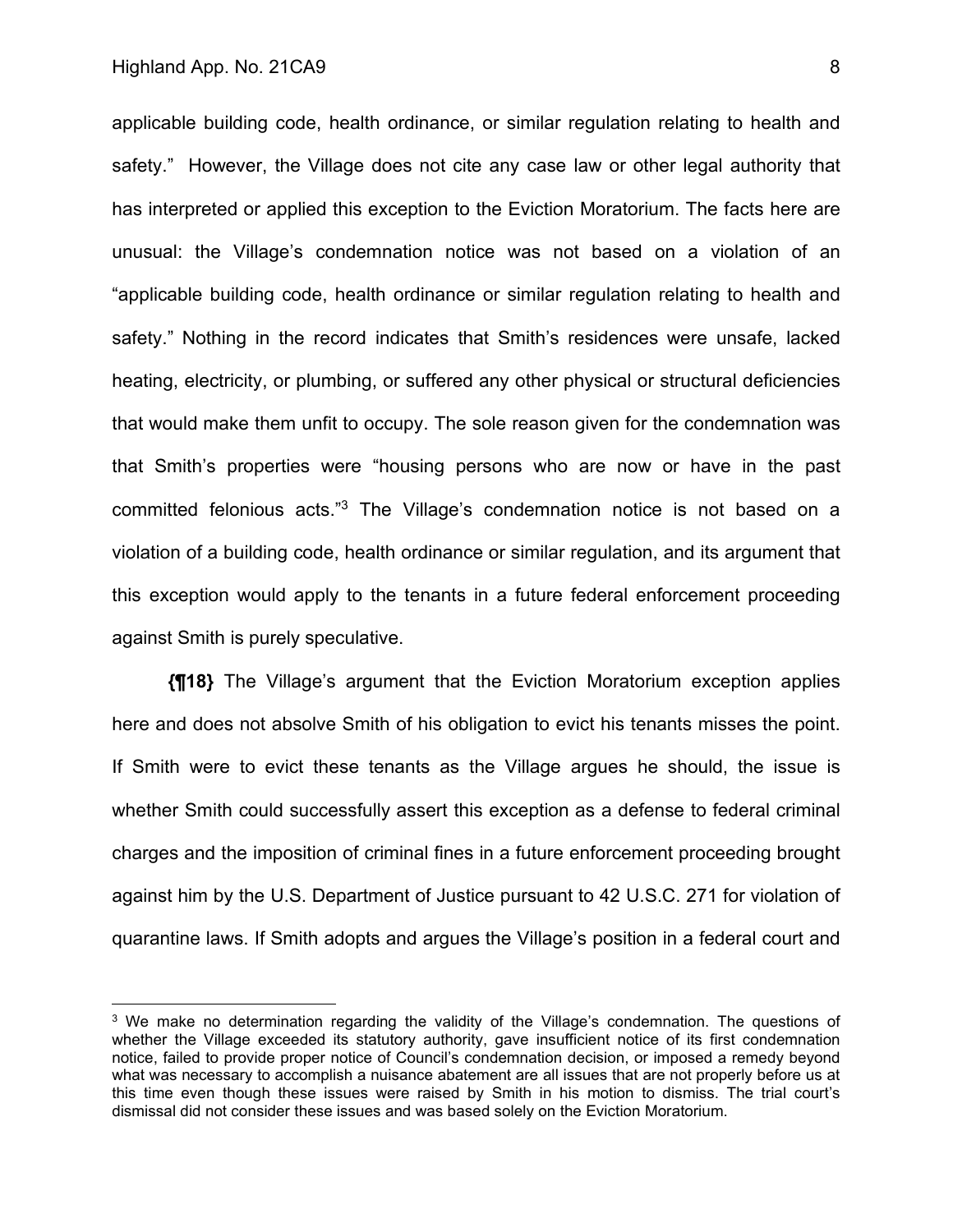applicable building code, health ordinance, or similar regulation relating to health and safety." However, the Village does not cite any case law or other legal authority that has interpreted or applied this exception to the Eviction Moratorium. The facts here are unusual: the Village's condemnation notice was not based on a violation of an "applicable building code, health ordinance or similar regulation relating to health and safety." Nothing in the record indicates that Smith's residences were unsafe, lacked heating, electricity, or plumbing, or suffered any other physical or structural deficiencies that would make them unfit to occupy. The sole reason given for the condemnation was that Smith's properties were "housing persons who are now or have in the past committed felonious acts."[3] The Village's condemnation notice is not based on a violation of a building code, health ordinance or similar regulation, and its argument that this exception would apply to the tenants in a future federal enforcement proceeding against Smith is purely speculative.

**{¶18}** The Village's argument that the Eviction Moratorium exception applies here and does not absolve Smith of his obligation to evict his tenants misses the point. If Smith were to evict these tenants as the Village argues he should, the issue is whether Smith could successfully assert this exception as a defense to federal criminal charges and the imposition of criminal fines in a future enforcement proceeding brought against him by the U.S. Department of Justice pursuant to 42 U.S.C. 271 for violation of quarantine laws. If Smith adopts and argues the Village's position in a federal court and

---

[3] We make no determination regarding the validity of the Village's condemnation. The questions of whether the Village exceeded its statutory authority, gave insufficient notice of its first condemnation notice, failed to provide proper notice of Council's condemnation decision, or imposed a remedy beyond what was necessary to accomplish a nuisance abatement are all issues that are not properly before us at this time even though these issues were raised by Smith in his motion to dismiss. The trial court's dismissal did not consider these issues and was based solely on the Eviction Moratorium.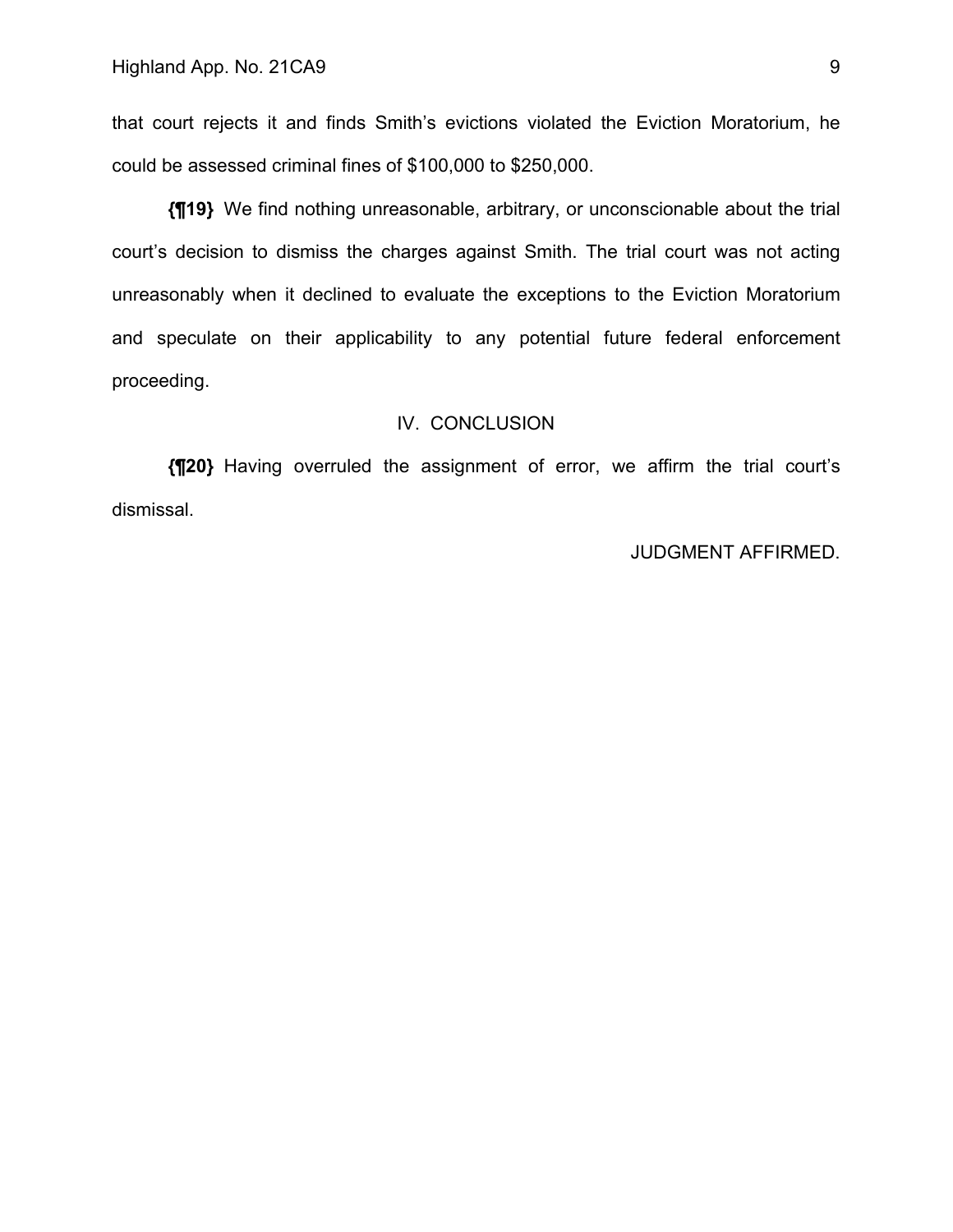that court rejects it and finds Smith's evictions violated the Eviction Moratorium, he could be assessed criminal fines of $100,000 to $250,000.

**{¶19}** We find nothing unreasonable, arbitrary, or unconscionable about the trial court's decision to dismiss the charges against Smith. The trial court was not acting unreasonably when it declined to evaluate the exceptions to the Eviction Moratorium and speculate on their applicability to any potential future federal enforcement proceeding.

## IV. CONCLUSION

**{¶20}** Having overruled the assignment of error, we affirm the trial court's dismissal.

JUDGMENT AFFIRMED.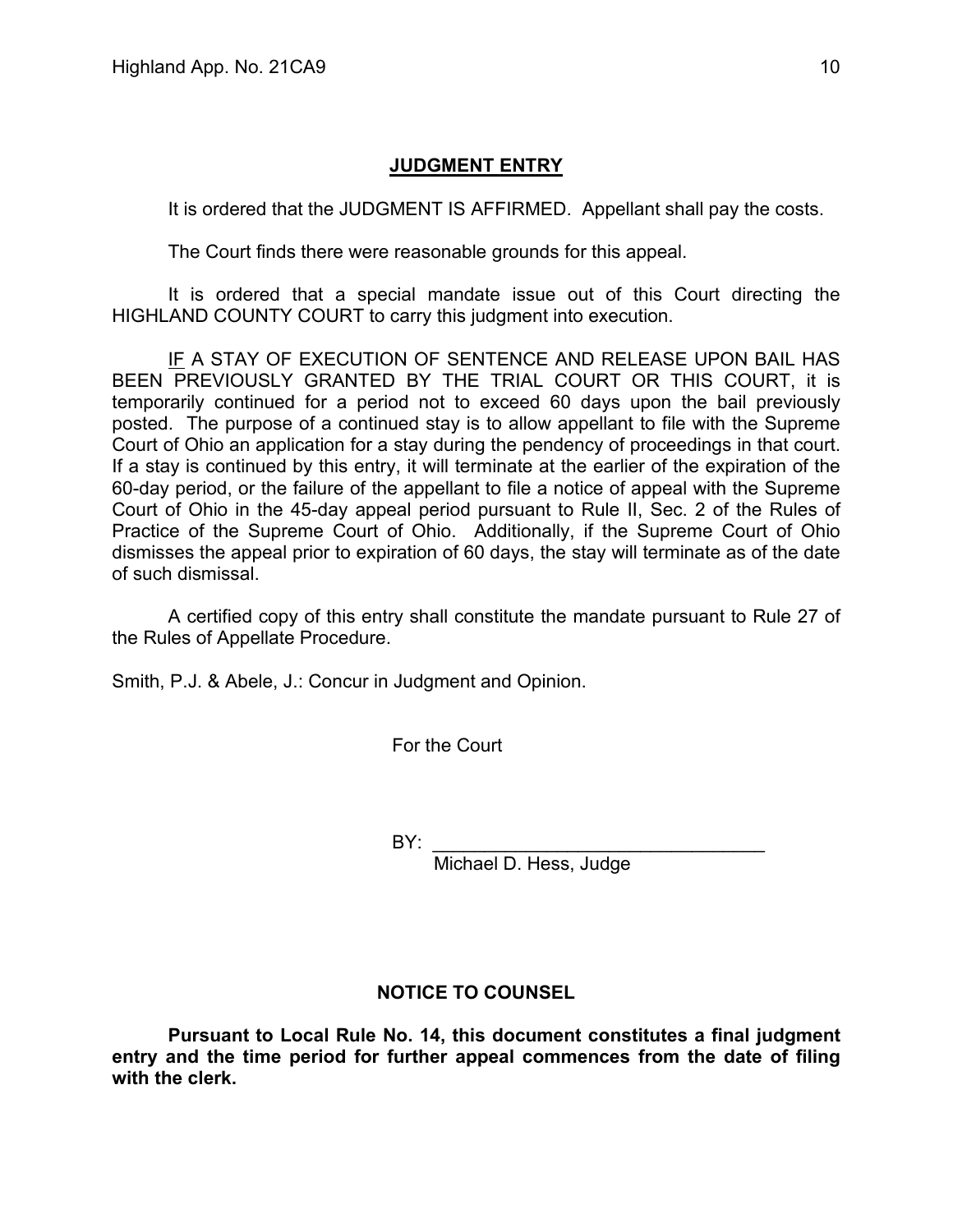## JUDGMENT ENTRY

It is ordered that the JUDGMENT IS AFFIRMED. Appellant shall pay the costs.

The Court finds there were reasonable grounds for this appeal.

It is ordered that a special mandate issue out of this Court directing the HIGHLAND COUNTY COURT to carry this judgment into execution.

IF A STAY OF EXECUTION OF SENTENCE AND RELEASE UPON BAIL HAS BEEN PREVIOUSLY GRANTED BY THE TRIAL COURT OR THIS COURT, it is temporarily continued for a period not to exceed 60 days upon the bail previously posted. The purpose of a continued stay is to allow appellant to file with the Supreme Court of Ohio an application for a stay during the pendency of proceedings in that court. If a stay is continued by this entry, it will terminate at the earlier of the expiration of the 60-day period, or the failure of the appellant to file a notice of appeal with the Supreme Court of Ohio in the 45-day appeal period pursuant to Rule II, Sec. 2 of the Rules of Practice of the Supreme Court of Ohio. Additionally, if the Supreme Court of Ohio dismisses the appeal prior to expiration of 60 days, the stay will terminate as of the date of such dismissal.

A certified copy of this entry shall constitute the mandate pursuant to Rule 27 of the Rules of Appellate Procedure.

Smith, P.J. & Abele, J.: Concur in Judgment and Opinion.

For the Court

BY: ________________________________
Michael D. Hess, Judge

## NOTICE TO COUNSEL

**Pursuant to Local Rule No. 14, this document constitutes a final judgment entry and the time period for further appeal commences from the date of filing with the clerk.**